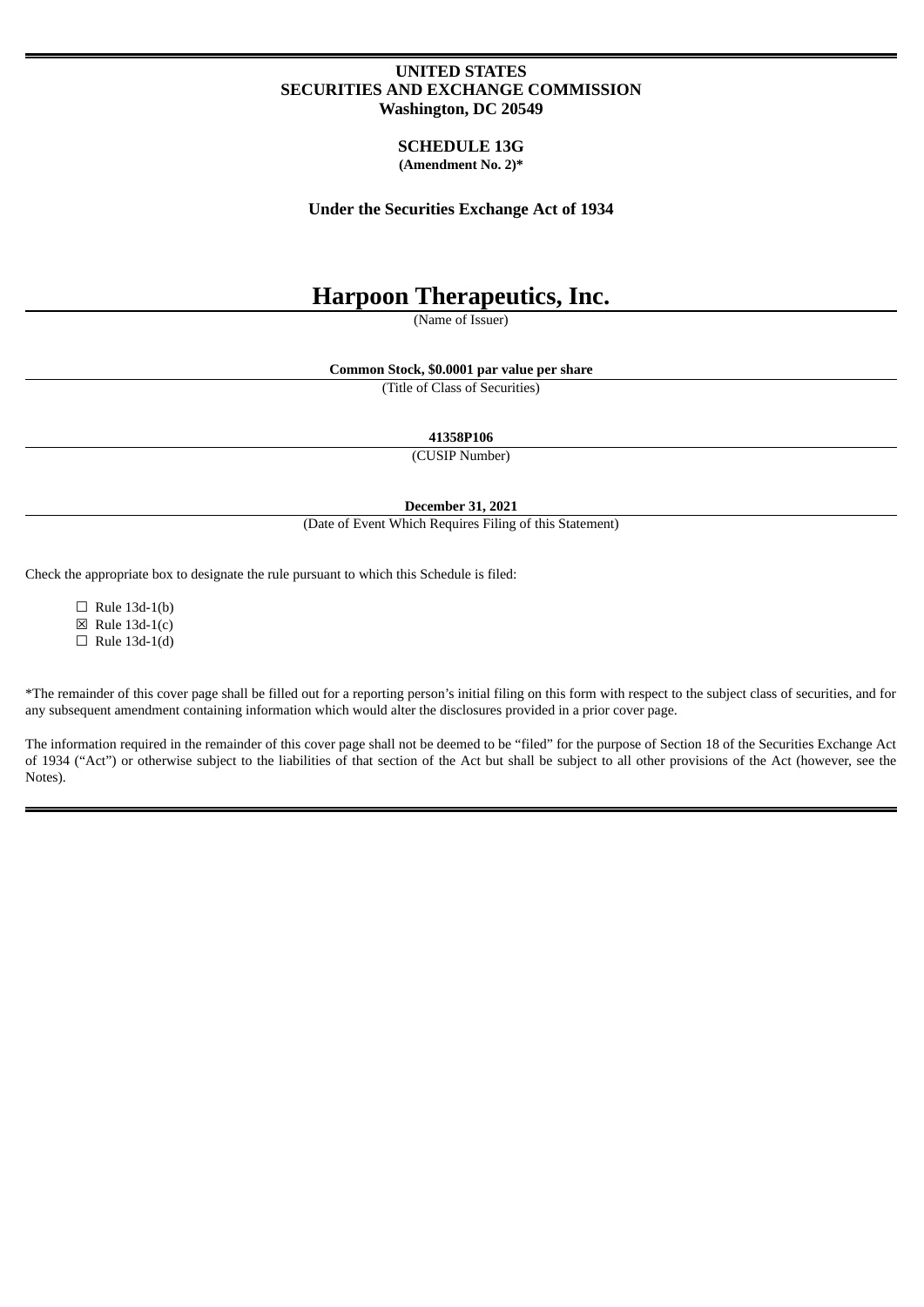**UNITED STATES**
**SECURITIES AND EXCHANGE COMMISSION**
**Washington, DC 20549**

**SCHEDULE 13G**
**(Amendment No. 2)***

**Under the Securities Exchange Act of 1934**

# Harpoon Therapeutics, Inc.

(Name of Issuer)

**Common Stock, $0.0001 par value per share**

(Title of Class of Securities)

**41358P106**

(CUSIP Number)

**December 31, 2021**

(Date of Event Which Requires Filing of this Statement)

Check the appropriate box to designate the rule pursuant to which this Schedule is filed:

☐ Rule 13d-1(b)
☒ Rule 13d-1(c)
☐ Rule 13d-1(d)

*The remainder of this cover page shall be filled out for a reporting person's initial filing on this form with respect to the subject class of securities, and for any subsequent amendment containing information which would alter the disclosures provided in a prior cover page.

The information required in the remainder of this cover page shall not be deemed to be "filed" for the purpose of Section 18 of the Securities Exchange Act of 1934 ("Act") or otherwise subject to the liabilities of that section of the Act but shall be subject to all other provisions of the Act (however, see the Notes).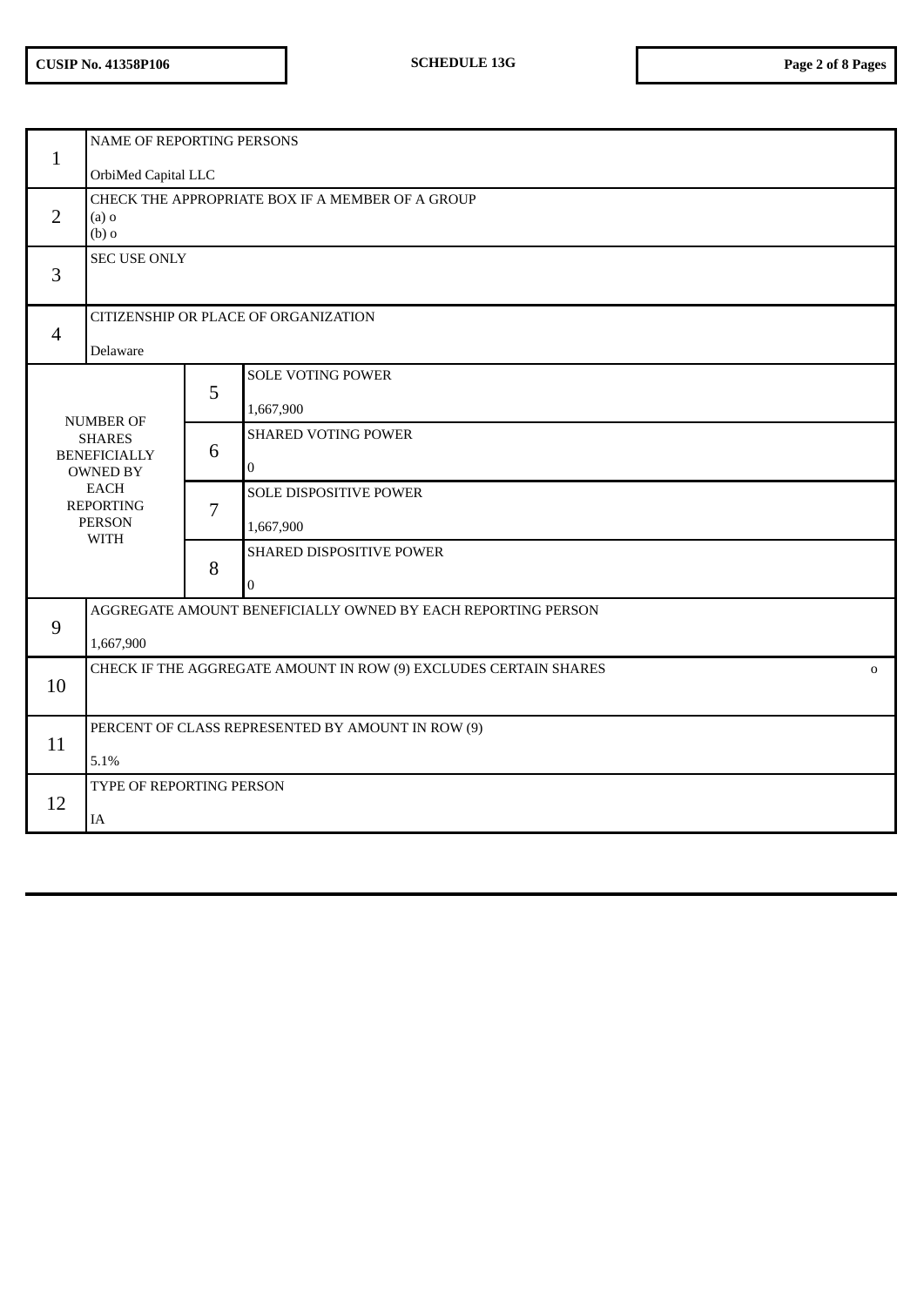| | | | |
|---|---|---|---|
| 1 | NAME OF REPORTING PERSONS<br><br>OrbiMed Capital LLC | | |
| 2 | CHECK THE APPROPRIATE BOX IF A MEMBER OF A GROUP<br>(a) o<br>(b) o | | |
| 3 | SEC USE ONLY | | |
| 4 | CITIZENSHIP OR PLACE OF ORGANIZATION<br><br>Delaware | | |
| NUMBER OF SHARES BENEFICIALLY OWNED BY EACH REPORTING PERSON WITH | | 5 | SOLE VOTING POWER<br><br>1,667,900 |
| | | 6 | SHARED VOTING POWER<br><br>0 |
| | | 7 | SOLE DISPOSITIVE POWER<br><br>1,667,900 |
| | | 8 | SHARED DISPOSITIVE POWER<br><br>0 |
| 9 | AGGREGATE AMOUNT BENEFICIALLY OWNED BY EACH REPORTING PERSON<br><br>1,667,900 | | |
| 10 | CHECK IF THE AGGREGATE AMOUNT IN ROW (9) EXCLUDES CERTAIN SHARES o | | |
| 11 | PERCENT OF CLASS REPRESENTED BY AMOUNT IN ROW (9)<br><br>5.1% | | |
| 12 | TYPE OF REPORTING PERSON<br><br>IA | | |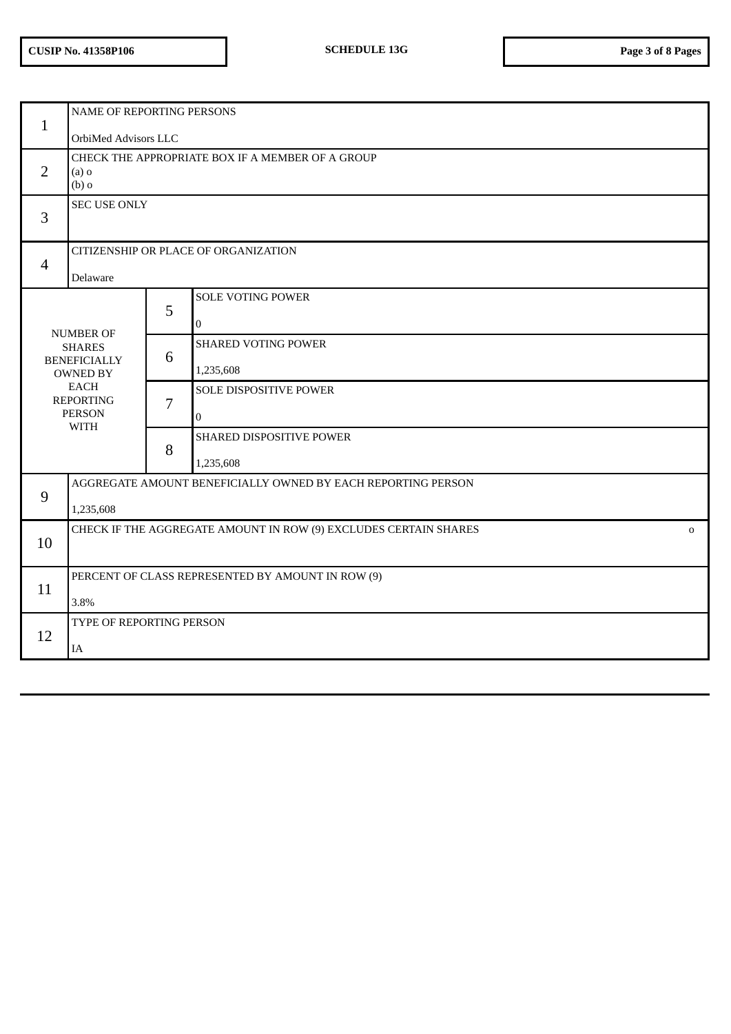| | | | |
|---|---|---|---|
| 1 | NAME OF REPORTING PERSONS<br><br>OrbiMed Advisors LLC | | |
| 2 | CHECK THE APPROPRIATE BOX IF A MEMBER OF A GROUP<br>(a) o<br>(b) o | | |
| 3 | SEC USE ONLY | | |
| 4 | CITIZENSHIP OR PLACE OF ORGANIZATION<br><br>Delaware | | |
| NUMBER OF SHARES BENEFICIALLY OWNED BY EACH REPORTING PERSON WITH | | 5 | SOLE VOTING POWER<br><br>0 |
| | | 6 | SHARED VOTING POWER<br><br>1,235,608 |
| | | 7 | SOLE DISPOSITIVE POWER<br><br>0 |
| | | 8 | SHARED DISPOSITIVE POWER<br><br>1,235,608 |
| 9 | AGGREGATE AMOUNT BENEFICIALLY OWNED BY EACH REPORTING PERSON<br><br>1,235,608 | | |
| 10 | CHECK IF THE AGGREGATE AMOUNT IN ROW (9) EXCLUDES CERTAIN SHARES o | | |
| 11 | PERCENT OF CLASS REPRESENTED BY AMOUNT IN ROW (9)<br><br>3.8% | | |
| 12 | TYPE OF REPORTING PERSON<br><br>IA | | |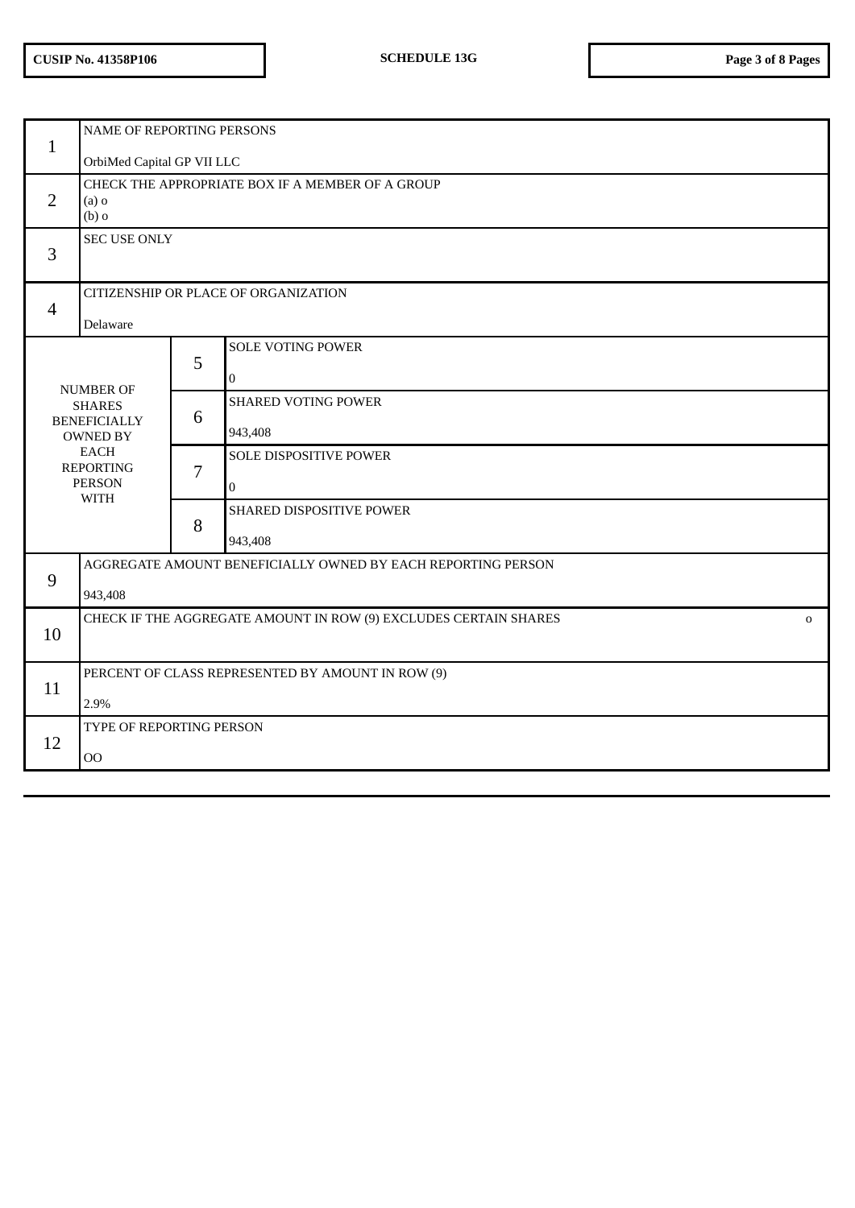| | | | |
|---|---|---|---|
| 1 | NAME OF REPORTING PERSONS<br><br>OrbiMed Capital GP VII LLC | | |
| 2 | CHECK THE APPROPRIATE BOX IF A MEMBER OF A GROUP<br>(a) o<br>(b) o | | |
| 3 | SEC USE ONLY | | |
| 4 | CITIZENSHIP OR PLACE OF ORGANIZATION<br><br>Delaware | | |
| NUMBER OF SHARES BENEFICIALLY OWNED BY EACH REPORTING PERSON WITH | | 5 | SOLE VOTING POWER<br><br>0 |
| | | 6 | SHARED VOTING POWER<br><br>943,408 |
| | | 7 | SOLE DISPOSITIVE POWER<br><br>0 |
| | | 8 | SHARED DISPOSITIVE POWER<br><br>943,408 |
| 9 | AGGREGATE AMOUNT BENEFICIALLY OWNED BY EACH REPORTING PERSON<br><br>943,408 | | |
| 10 | CHECK IF THE AGGREGATE AMOUNT IN ROW (9) EXCLUDES CERTAIN SHARES o | | |
| 11 | PERCENT OF CLASS REPRESENTED BY AMOUNT IN ROW (9)<br><br>2.9% | | |
| 12 | TYPE OF REPORTING PERSON<br><br>OO | | |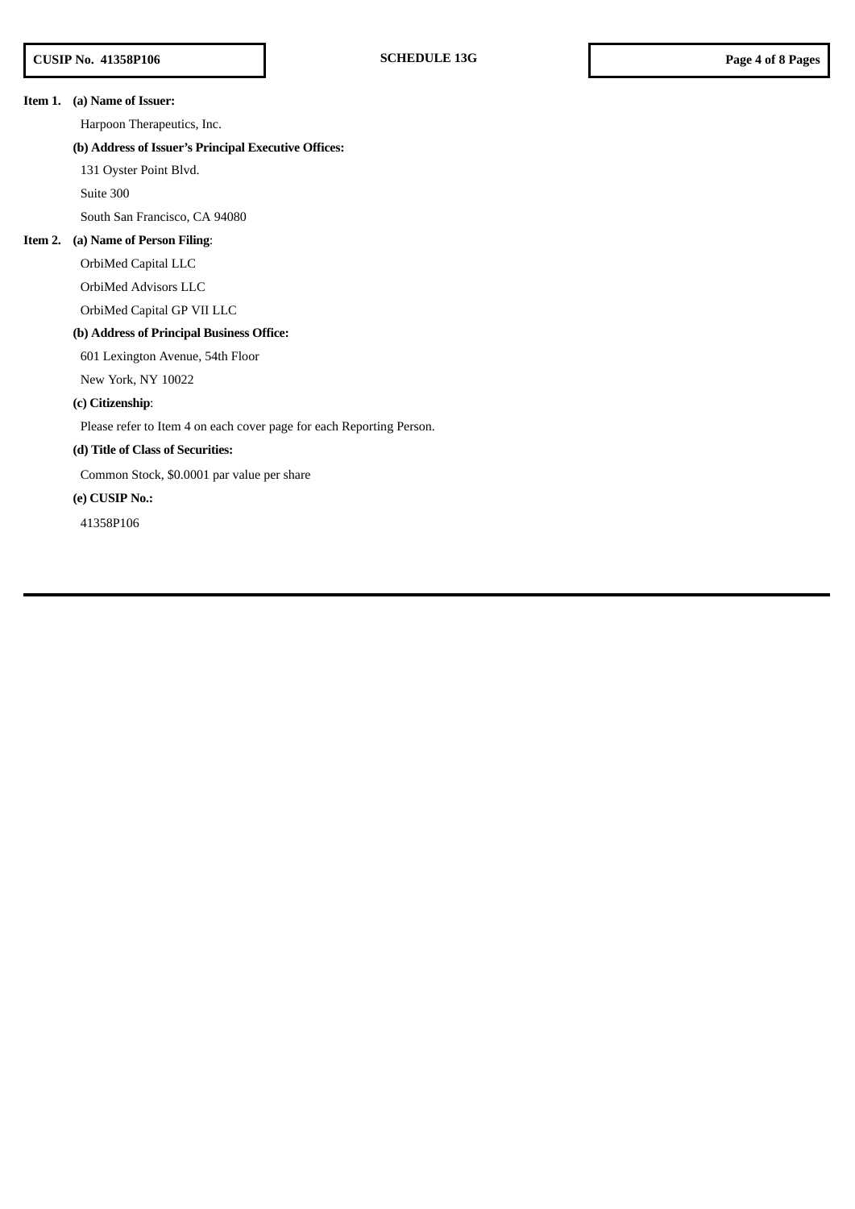**Item 1. (a) Name of Issuer:**

Harpoon Therapeutics, Inc.

**(b) Address of Issuer's Principal Executive Offices:**

131 Oyster Point Blvd.

Suite 300

South San Francisco, CA 94080

**Item 2. (a) Name of Person Filing**:

OrbiMed Capital LLC

OrbiMed Advisors LLC

OrbiMed Capital GP VII LLC

**(b) Address of Principal Business Office:**

601 Lexington Avenue, 54th Floor

New York, NY 10022

**(c) Citizenship**:

Please refer to Item 4 on each cover page for each Reporting Person.

**(d) Title of Class of Securities:**

Common Stock, $0.0001 par value per share

**(e) CUSIP No.:**

41358P106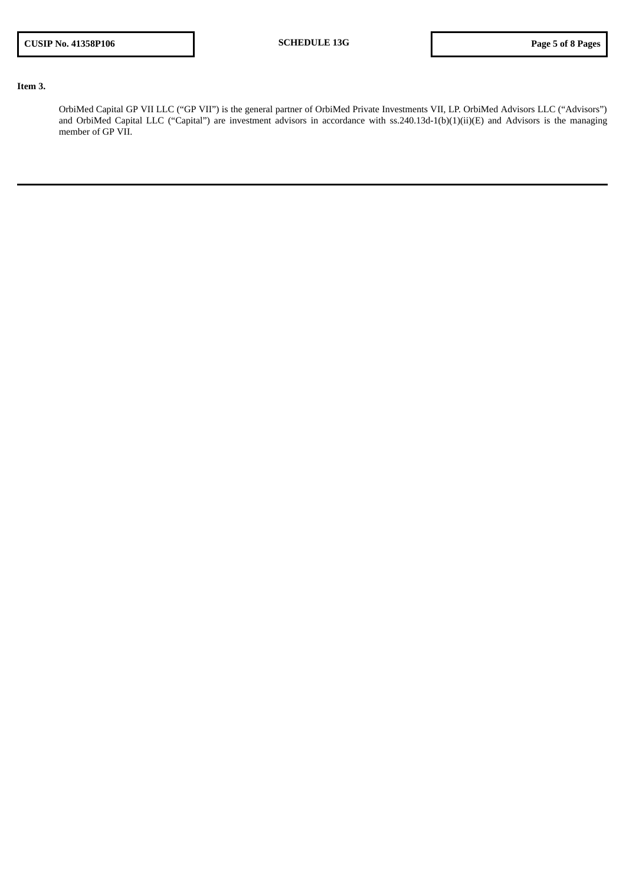**Item 3.**

OrbiMed Capital GP VII LLC (“GP VII”) is the general partner of OrbiMed Private Investments VII, LP. OrbiMed Advisors LLC (“Advisors”) and OrbiMed Capital LLC (“Capital”) are investment advisors in accordance with ss.240.13d-1(b)(1)(ii)(E) and Advisors is the managing member of GP VII.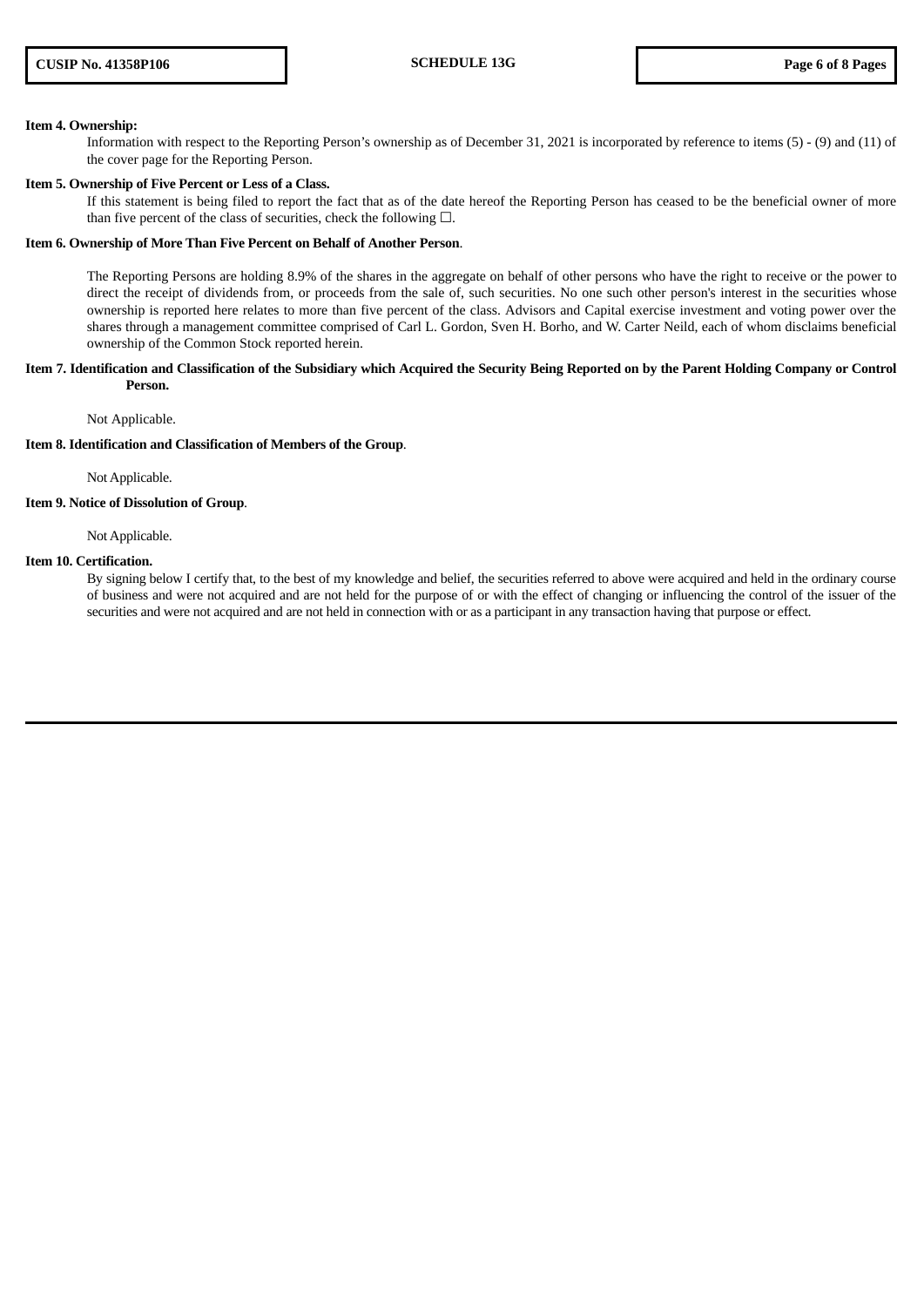**Item 4. Ownership:**

Information with respect to the Reporting Person's ownership as of December 31, 2021 is incorporated by reference to items (5) - (9) and (11) of the cover page for the Reporting Person.

**Item 5. Ownership of Five Percent or Less of a Class.**

If this statement is being filed to report the fact that as of the date hereof the Reporting Person has ceased to be the beneficial owner of more than five percent of the class of securities, check the following ☐.

**Item 6. Ownership of More Than Five Percent on Behalf of Another Person**.

The Reporting Persons are holding 8.9% of the shares in the aggregate on behalf of other persons who have the right to receive or the power to direct the receipt of dividends from, or proceeds from the sale of, such securities. No one such other person's interest in the securities whose ownership is reported here relates to more than five percent of the class. Advisors and Capital exercise investment and voting power over the shares through a management committee comprised of Carl L. Gordon, Sven H. Borho, and W. Carter Neild, each of whom disclaims beneficial ownership of the Common Stock reported herein.

**Item 7. Identification and Classification of the Subsidiary which Acquired the Security Being Reported on by the Parent Holding Company or Control Person.**

Not Applicable.

**Item 8. Identification and Classification of Members of the Group**.

Not Applicable.

**Item 9. Notice of Dissolution of Group**.

Not Applicable.

**Item 10. Certification.**

By signing below I certify that, to the best of my knowledge and belief, the securities referred to above were acquired and held in the ordinary course of business and were not acquired and are not held for the purpose of or with the effect of changing or influencing the control of the issuer of the securities and were not acquired and are not held in connection with or as a participant in any transaction having that purpose or effect.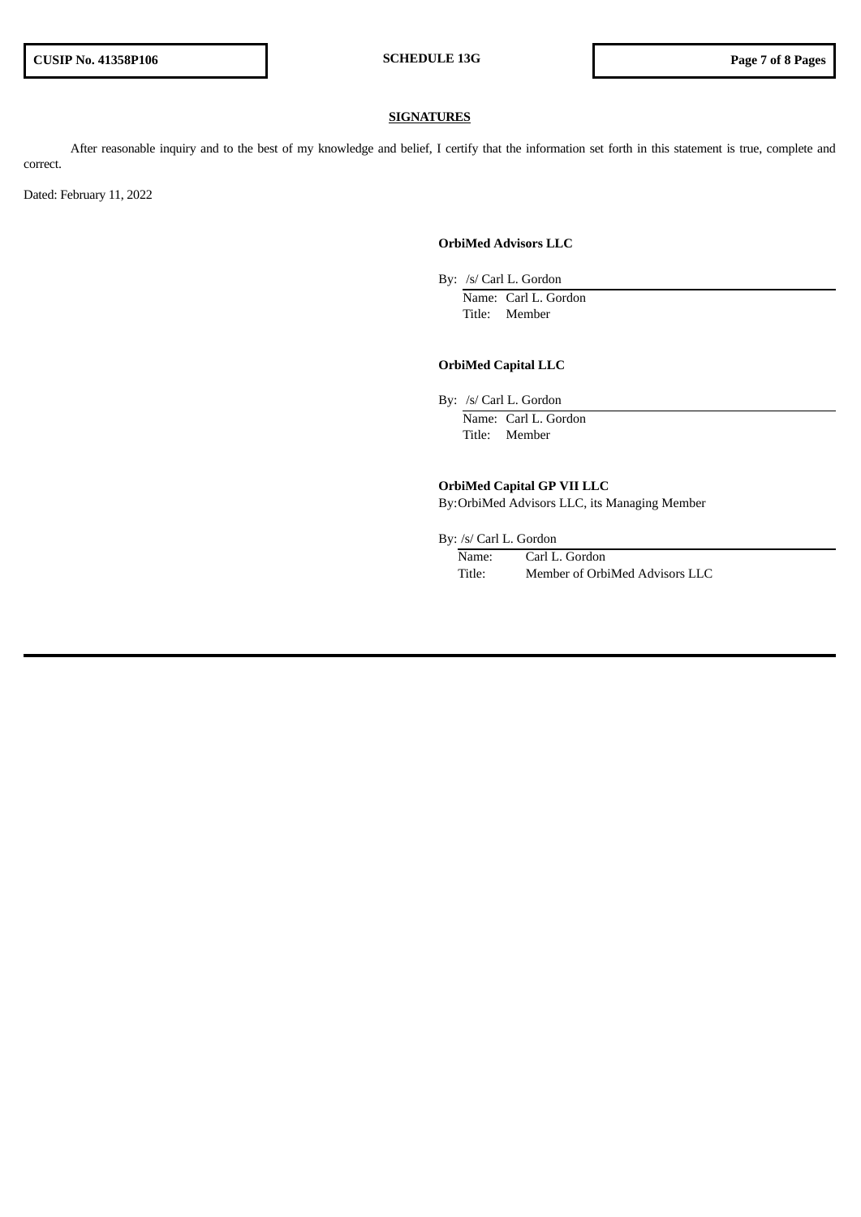**SIGNATURES**

After reasonable inquiry and to the best of my knowledge and belief, I certify that the information set forth in this statement is true, complete and correct.

Dated: February 11, 2022

**OrbiMed Advisors LLC**

By: /s/ Carl L. Gordon
Name: Carl L. Gordon
Title: Member

**OrbiMed Capital LLC**

By: /s/ Carl L. Gordon
Name: Carl L. Gordon
Title: Member

**OrbiMed Capital GP VII LLC**
By: OrbiMed Advisors LLC, its Managing Member

By: /s/ Carl L. Gordon
Name: Carl L. Gordon
Title: Member of OrbiMed Advisors LLC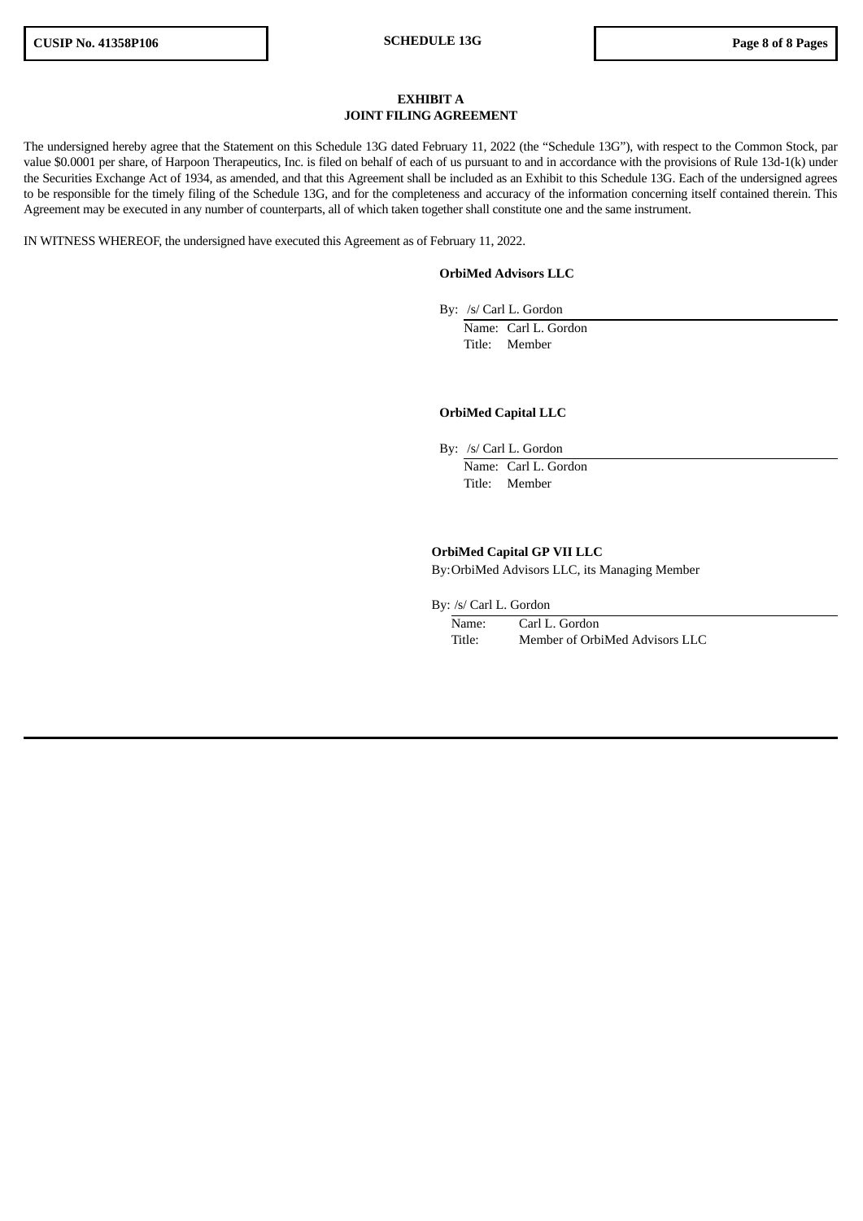## EXHIBIT A
## JOINT FILING AGREEMENT

The undersigned hereby agree that the Statement on this Schedule 13G dated February 11, 2022 (the "Schedule 13G"), with respect to the Common Stock, par value $0.0001 per share, of Harpoon Therapeutics, Inc. is filed on behalf of each of us pursuant to and in accordance with the provisions of Rule 13d-1(k) under the Securities Exchange Act of 1934, as amended, and that this Agreement shall be included as an Exhibit to this Schedule 13G. Each of the undersigned agrees to be responsible for the timely filing of the Schedule 13G, and for the completeness and accuracy of the information concerning itself contained therein. This Agreement may be executed in any number of counterparts, all of which taken together shall constitute one and the same instrument.

IN WITNESS WHEREOF, the undersigned have executed this Agreement as of February 11, 2022.

**OrbiMed Advisors LLC**

By: /s/ Carl L. Gordon
Name: Carl L. Gordon
Title: Member

**OrbiMed Capital LLC**

By: /s/ Carl L. Gordon
Name: Carl L. Gordon
Title: Member

**OrbiMed Capital GP VII LLC**
By: OrbiMed Advisors LLC, its Managing Member

By: /s/ Carl L. Gordon
Name: Carl L. Gordon
Title: Member of OrbiMed Advisors LLC